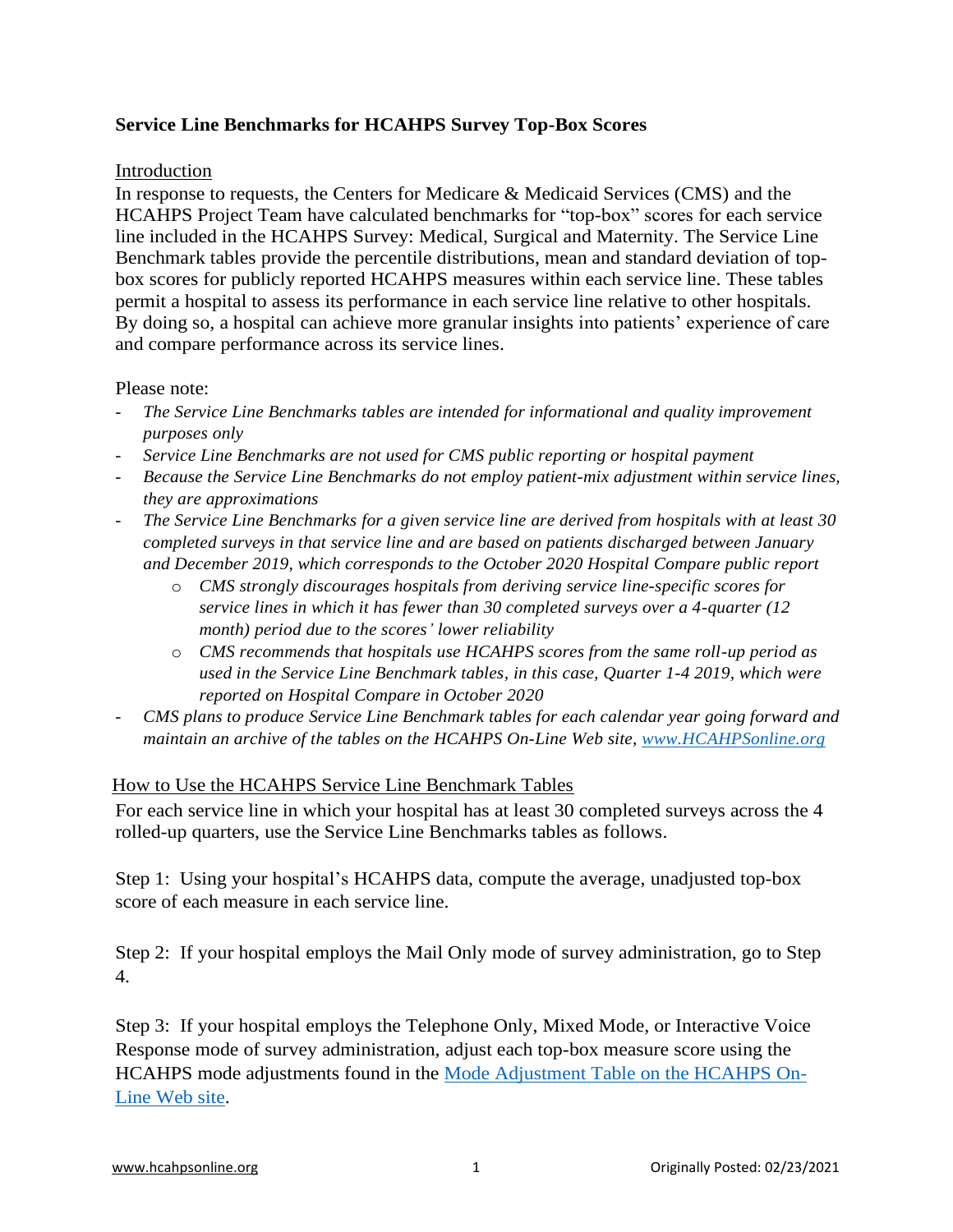# Service Line Benchmarks for HCAHPS Survey Top-Box Scores

## Introduction

In response to requests, the Centers for Medicare & Medicaid Services (CMS) and the HCAHPS Project Team have calculated benchmarks for "top-box" scores for each service line included in the HCAHPS Survey: Medical, Surgical and Maternity. The Service Line Benchmark tables provide the percentile distributions, mean and standard deviation of top-box scores for publicly reported HCAHPS measures within each service line. These tables permit a hospital to assess its performance in each service line relative to other hospitals. By doing so, a hospital can achieve more granular insights into patients' experience of care and compare performance across its service lines.

Please note:

- *The Service Line Benchmarks tables are intended for informational and quality improvement purposes only*
- *Service Line Benchmarks are not used for CMS public reporting or hospital payment*
- *Because the Service Line Benchmarks do not employ patient-mix adjustment within service lines, they are approximations*
- *The Service Line Benchmarks for a given service line are derived from hospitals with at least 30 completed surveys in that service line and are based on patients discharged between January and December 2019, which corresponds to the October 2020 Hospital Compare public report*
    - *CMS strongly discourages hospitals from deriving service line-specific scores for service lines in which it has fewer than 30 completed surveys over a 4-quarter (12 month) period due to the scores' lower reliability*
    - *CMS recommends that hospitals use HCAHPS scores from the same roll-up period as used in the Service Line Benchmark tables, in this case, Quarter 1-4 2019, which were reported on Hospital Compare in October 2020*
- *CMS plans to produce Service Line Benchmark tables for each calendar year going forward and maintain an archive of the tables on the HCAHPS On-Line Web site, www.HCAHPSonline.org*

## How to Use the HCAHPS Service Line Benchmark Tables

For each service line in which your hospital has at least 30 completed surveys across the 4 rolled-up quarters, use the Service Line Benchmarks tables as follows.

Step 1: Using your hospital's HCAHPS data, compute the average, unadjusted top-box score of each measure in each service line.

Step 2: If your hospital employs the Mail Only mode of survey administration, go to Step 4.

Step 3: If your hospital employs the Telephone Only, Mixed Mode, or Interactive Voice Response mode of survey administration, adjust each top-box measure score using the HCAHPS mode adjustments found in the Mode Adjustment Table on the HCAHPS On-Line Web site.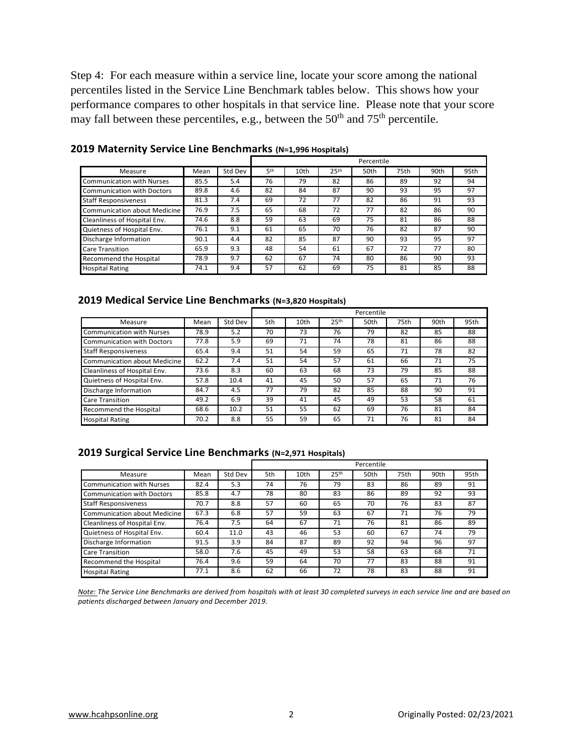Step 4: For each measure within a service line, locate your score among the national percentiles listed in the Service Line Benchmark tables below. This shows how your performance compares to other hospitals in that service line. Please note that your score may fall between these percentiles, e.g., between the 50th and 75th percentile.

### 2019 Maternity Service Line Benchmarks (N=1,996 Hospitals)

| | | | Percentile | | | | | | |
|---|---|---|---|---|---|---|---|---|---|
| Measure | Mean | Std Dev | 5th | 10th | 25th | 50th | 75th | 90th | 95th |
| Communication with Nurses | 85.5 | 5.4 | 76 | 79 | 82 | 86 | 89 | 92 | 94 |
| Communication with Doctors | 89.8 | 4.6 | 82 | 84 | 87 | 90 | 93 | 95 | 97 |
| Staff Responsiveness | 81.3 | 7.4 | 69 | 72 | 77 | 82 | 86 | 91 | 93 |
| Communication about Medicine | 76.9 | 7.5 | 65 | 68 | 72 | 77 | 82 | 86 | 90 |
| Cleanliness of Hospital Env. | 74.6 | 8.8 | 59 | 63 | 69 | 75 | 81 | 86 | 88 |
| Quietness of Hospital Env. | 76.1 | 9.1 | 61 | 65 | 70 | 76 | 82 | 87 | 90 |
| Discharge Information | 90.1 | 4.4 | 82 | 85 | 87 | 90 | 93 | 95 | 97 |
| Care Transition | 65.9 | 9.3 | 48 | 54 | 61 | 67 | 72 | 77 | 80 |
| Recommend the Hospital | 78.9 | 9.7 | 62 | 67 | 74 | 80 | 86 | 90 | 93 |
| Hospital Rating | 74.1 | 9.4 | 57 | 62 | 69 | 75 | 81 | 85 | 88 |

### 2019 Medical Service Line Benchmarks (N=3,820 Hospitals)

| | | | Percentile | | | | | | |
|---|---|---|---|---|---|---|---|---|---|
| Measure | Mean | Std Dev | 5th | 10th | 25th | 50th | 75th | 90th | 95th |
| Communication with Nurses | 78.9 | 5.2 | 70 | 73 | 76 | 79 | 82 | 85 | 88 |
| Communication with Doctors | 77.8 | 5.9 | 69 | 71 | 74 | 78 | 81 | 86 | 88 |
| Staff Responsiveness | 65.4 | 9.4 | 51 | 54 | 59 | 65 | 71 | 78 | 82 |
| Communication about Medicine | 62.2 | 7.4 | 51 | 54 | 57 | 61 | 66 | 71 | 75 |
| Cleanliness of Hospital Env. | 73.6 | 8.3 | 60 | 63 | 68 | 73 | 79 | 85 | 88 |
| Quietness of Hospital Env. | 57.8 | 10.4 | 41 | 45 | 50 | 57 | 65 | 71 | 76 |
| Discharge Information | 84.7 | 4.5 | 77 | 79 | 82 | 85 | 88 | 90 | 91 |
| Care Transition | 49.2 | 6.9 | 39 | 41 | 45 | 49 | 53 | 58 | 61 |
| Recommend the Hospital | 68.6 | 10.2 | 51 | 55 | 62 | 69 | 76 | 81 | 84 |
| Hospital Rating | 70.2 | 8.8 | 55 | 59 | 65 | 71 | 76 | 81 | 84 |

### 2019 Surgical Service Line Benchmarks (N=2,971 Hospitals)

| | | | Percentile | | | | | | |
|---|---|---|---|---|---|---|---|---|---|
| Measure | Mean | Std Dev | 5th | 10th | 25th | 50th | 75th | 90th | 95th |
| Communication with Nurses | 82.4 | 5.3 | 74 | 76 | 79 | 83 | 86 | 89 | 91 |
| Communication with Doctors | 85.8 | 4.7 | 78 | 80 | 83 | 86 | 89 | 92 | 93 |
| Staff Responsiveness | 70.7 | 8.8 | 57 | 60 | 65 | 70 | 76 | 83 | 87 |
| Communication about Medicine | 67.3 | 6.8 | 57 | 59 | 63 | 67 | 71 | 76 | 79 |
| Cleanliness of Hospital Env. | 76.4 | 7.5 | 64 | 67 | 71 | 76 | 81 | 86 | 89 |
| Quietness of Hospital Env. | 60.4 | 11.0 | 43 | 46 | 53 | 60 | 67 | 74 | 79 |
| Discharge Information | 91.5 | 3.9 | 84 | 87 | 89 | 92 | 94 | 96 | 97 |
| Care Transition | 58.0 | 7.6 | 45 | 49 | 53 | 58 | 63 | 68 | 71 |
| Recommend the Hospital | 76.4 | 9.6 | 59 | 64 | 70 | 77 | 83 | 88 | 91 |
| Hospital Rating | 77.1 | 8.6 | 62 | 66 | 72 | 78 | 83 | 88 | 91 |

*Note: The Service Line Benchmarks are derived from hospitals with at least 30 completed surveys in each service line and are based on patients discharged between January and December 2019.*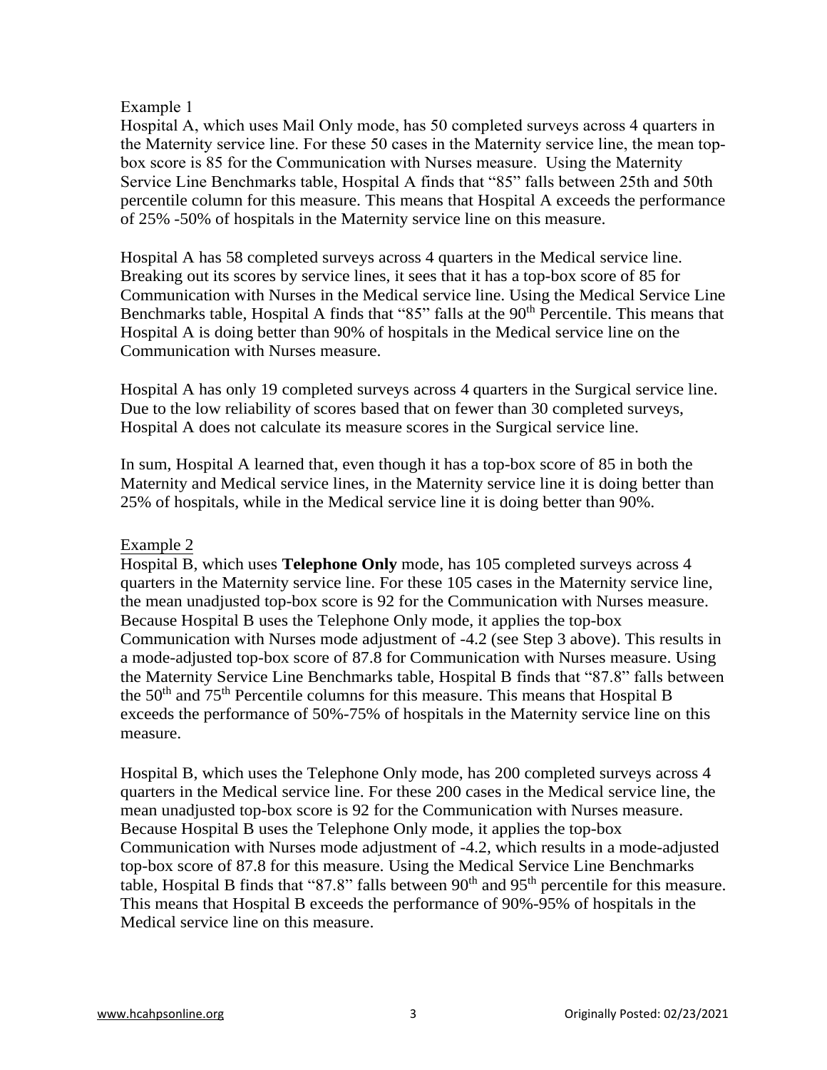Example 1

Hospital A, which uses Mail Only mode, has 50 completed surveys across 4 quarters in the Maternity service line. For these 50 cases in the Maternity service line, the mean top-box score is 85 for the Communication with Nurses measure. Using the Maternity Service Line Benchmarks table, Hospital A finds that "85" falls between 25th and 50th percentile column for this measure. This means that Hospital A exceeds the performance of 25% -50% of hospitals in the Maternity service line on this measure.

Hospital A has 58 completed surveys across 4 quarters in the Medical service line. Breaking out its scores by service lines, it sees that it has a top-box score of 85 for Communication with Nurses in the Medical service line. Using the Medical Service Line Benchmarks table, Hospital A finds that "85" falls at the 90th Percentile. This means that Hospital A is doing better than 90% of hospitals in the Medical service line on the Communication with Nurses measure.

Hospital A has only 19 completed surveys across 4 quarters in the Surgical service line. Due to the low reliability of scores based that on fewer than 30 completed surveys, Hospital A does not calculate its measure scores in the Surgical service line.

In sum, Hospital A learned that, even though it has a top-box score of 85 in both the Maternity and Medical service lines, in the Maternity service line it is doing better than 25% of hospitals, while in the Medical service line it is doing better than 90%.

Example 2

Hospital B, which uses **Telephone Only** mode, has 105 completed surveys across 4 quarters in the Maternity service line. For these 105 cases in the Maternity service line, the mean unadjusted top-box score is 92 for the Communication with Nurses measure. Because Hospital B uses the Telephone Only mode, it applies the top-box Communication with Nurses mode adjustment of -4.2 (see Step 3 above). This results in a mode-adjusted top-box score of 87.8 for Communication with Nurses measure. Using the Maternity Service Line Benchmarks table, Hospital B finds that "87.8" falls between the 50th and 75th Percentile columns for this measure. This means that Hospital B exceeds the performance of 50%-75% of hospitals in the Maternity service line on this measure.

Hospital B, which uses the Telephone Only mode, has 200 completed surveys across 4 quarters in the Medical service line. For these 200 cases in the Medical service line, the mean unadjusted top-box score is 92 for the Communication with Nurses measure. Because Hospital B uses the Telephone Only mode, it applies the top-box Communication with Nurses mode adjustment of -4.2, which results in a mode-adjusted top-box score of 87.8 for this measure. Using the Medical Service Line Benchmarks table, Hospital B finds that "87.8" falls between 90th and 95th percentile for this measure. This means that Hospital B exceeds the performance of 90%-95% of hospitals in the Medical service line on this measure.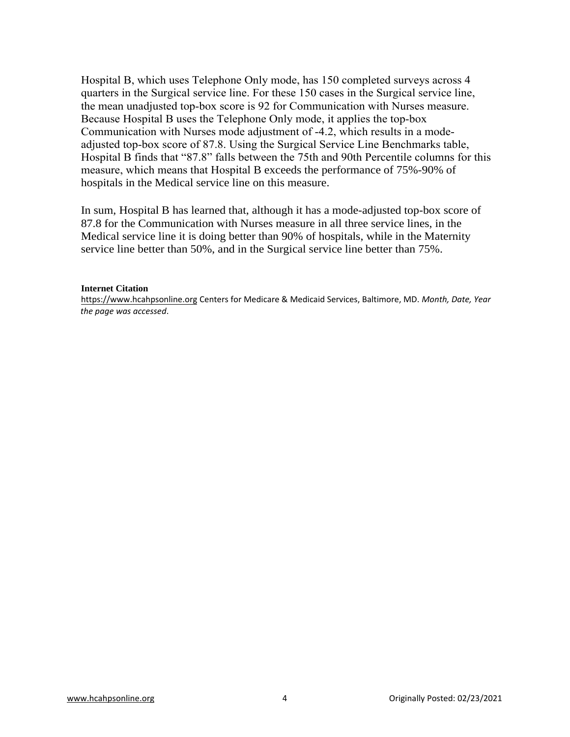Hospital B, which uses Telephone Only mode, has 150 completed surveys across 4 quarters in the Surgical service line. For these 150 cases in the Surgical service line, the mean unadjusted top-box score is 92 for Communication with Nurses measure. Because Hospital B uses the Telephone Only mode, it applies the top-box Communication with Nurses mode adjustment of -4.2, which results in a mode-adjusted top-box score of 87.8. Using the Surgical Service Line Benchmarks table, Hospital B finds that "87.8" falls between the 75th and 90th Percentile columns for this measure, which means that Hospital B exceeds the performance of 75%-90% of hospitals in the Medical service line on this measure.

In sum, Hospital B has learned that, although it has a mode-adjusted top-box score of 87.8 for the Communication with Nurses measure in all three service lines, in the Medical service line it is doing better than 90% of hospitals, while in the Maternity service line better than 50%, and in the Surgical service line better than 75%.

**Internet Citation**
https://www.hcahpsonline.org Centers for Medicare & Medicaid Services, Baltimore, MD. *Month, Date, Year the page was accessed*.